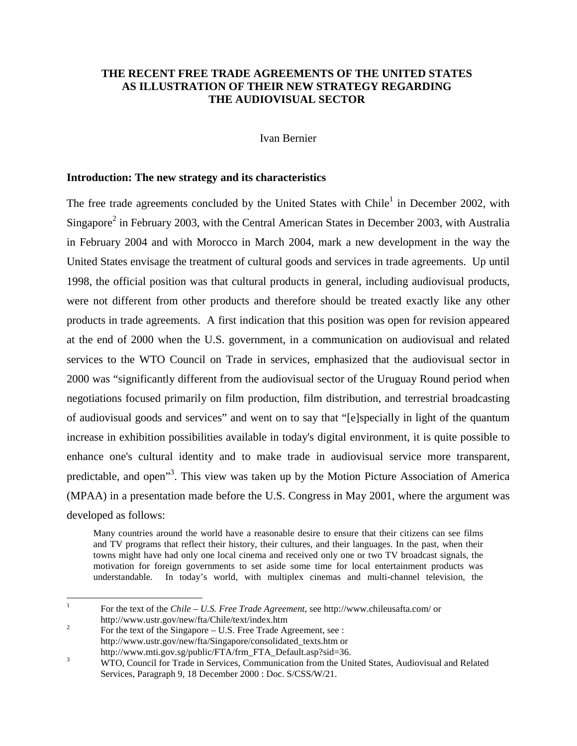# THE RECENT FREE TRADE AGREEMENTS OF THE UNITED STATES AS ILLUSTRATION OF THEIR NEW STRATEGY REGARDING THE AUDIOVISUAL SECTOR

Ivan Bernier

## Introduction: The new strategy and its characteristics

The free trade agreements concluded by the United States with Chile[1] in December 2002, with Singapore[2] in February 2003, with the Central American States in December 2003, with Australia in February 2004 and with Morocco in March 2004, mark a new development in the way the United States envisage the treatment of cultural goods and services in trade agreements. Up until 1998, the official position was that cultural products in general, including audiovisual products, were not different from other products and therefore should be treated exactly like any other products in trade agreements. A first indication that this position was open for revision appeared at the end of 2000 when the U.S. government, in a communication on audiovisual and related services to the WTO Council on Trade in services, emphasized that the audiovisual sector in 2000 was "significantly different from the audiovisual sector of the Uruguay Round period when negotiations focused primarily on film production, film distribution, and terrestrial broadcasting of audiovisual goods and services" and went on to say that "[e]specially in light of the quantum increase in exhibition possibilities available in today's digital environment, it is quite possible to enhance one's cultural identity and to make trade in audiovisual service more transparent, predictable, and open"[3]. This view was taken up by the Motion Picture Association of America (MPAA) in a presentation made before the U.S. Congress in May 2001, where the argument was developed as follows:

> Many countries around the world have a reasonable desire to ensure that their citizens can see films and TV programs that reflect their history, their cultures, and their languages. In the past, when their towns might have had only one local cinema and received only one or two TV broadcast signals, the motivation for foreign governments to set aside some time for local entertainment products was understandable. In today's world, with multiplex cinemas and multi-channel television, the

---

[1] For the text of the *Chile – U.S. Free Trade Agreement*, see http://www.chileusafta.com/ or http://www.ustr.gov/new/fta/Chile/text/index.htm

[2] For the text of the Singapore – U.S. Free Trade Agreement, see : http://www.ustr.gov/new/fta/Singapore/consolidated_texts.htm or http://www.mti.gov.sg/public/FTA/frm_FTA_Default.asp?sid=36.

[3] WTO, Council for Trade in Services, Communication from the United States, Audiovisual and Related Services, Paragraph 9, 18 December 2000 : Doc. S/CSS/W/21.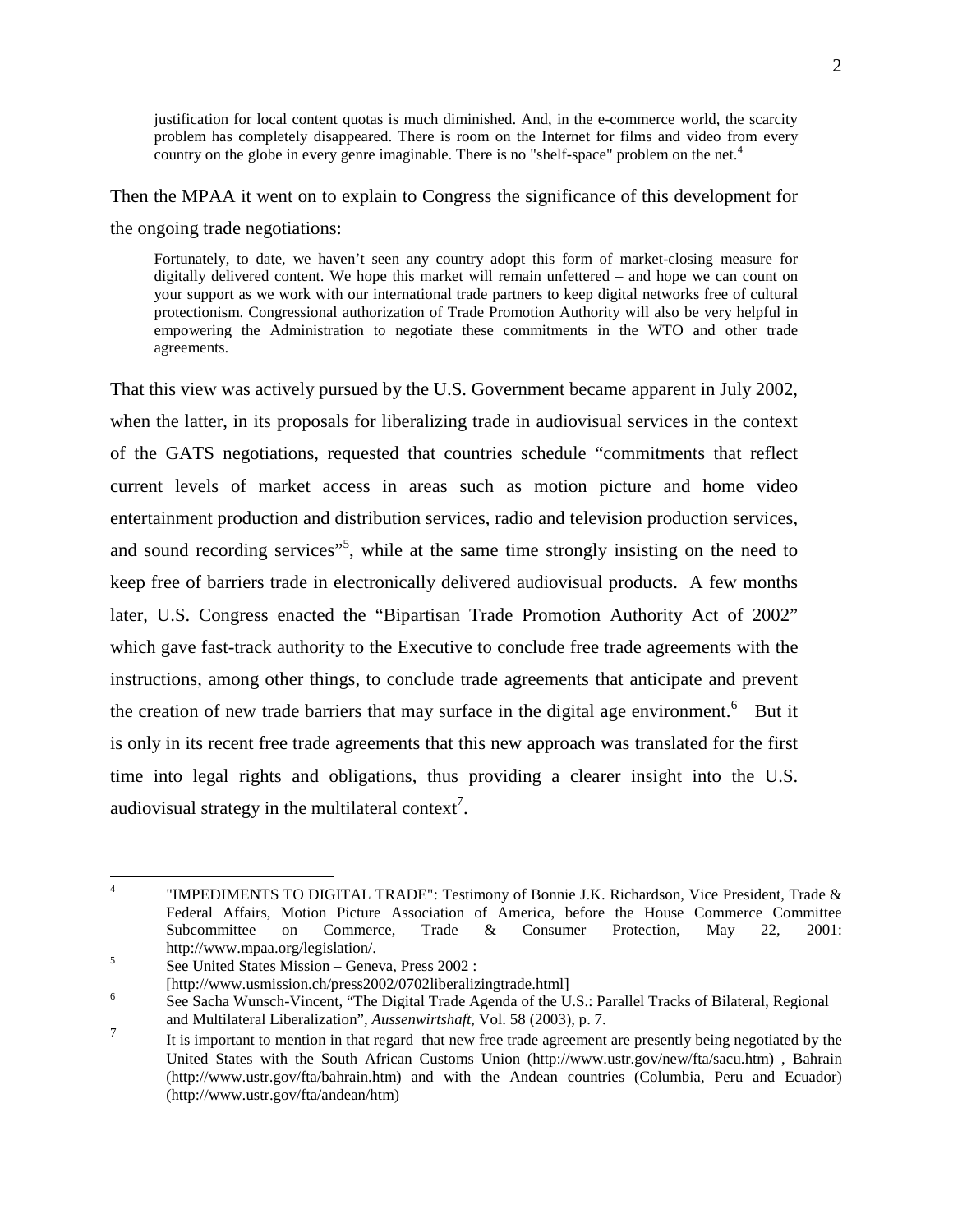> justification for local content quotas is much diminished. And, in the e-commerce world, the scarcity problem has completely disappeared. There is room on the Internet for films and video from every country on the globe in every genre imaginable. There is no "shelf-space" problem on the net.[4]

Then the MPAA it went on to explain to Congress the significance of this development for the ongoing trade negotiations:

> Fortunately, to date, we haven't seen any country adopt this form of market-closing measure for digitally delivered content. We hope this market will remain unfettered – and hope we can count on your support as we work with our international trade partners to keep digital networks free of cultural protectionism. Congressional authorization of Trade Promotion Authority will also be very helpful in empowering the Administration to negotiate these commitments in the WTO and other trade agreements.

That this view was actively pursued by the U.S. Government became apparent in July 2002, when the latter, in its proposals for liberalizing trade in audiovisual services in the context of the GATS negotiations, requested that countries schedule "commitments that reflect current levels of market access in areas such as motion picture and home video entertainment production and distribution services, radio and television production services, and sound recording services"[5], while at the same time strongly insisting on the need to keep free of barriers trade in electronically delivered audiovisual products. A few months later, U.S. Congress enacted the "Bipartisan Trade Promotion Authority Act of 2002" which gave fast-track authority to the Executive to conclude free trade agreements with the instructions, among other things, to conclude trade agreements that anticipate and prevent the creation of new trade barriers that may surface in the digital age environment.[6] But it is only in its recent free trade agreements that this new approach was translated for the first time into legal rights and obligations, thus providing a clearer insight into the U.S. audiovisual strategy in the multilateral context[7].

---

[4] "IMPEDIMENTS TO DIGITAL TRADE": Testimony of Bonnie J.K. Richardson, Vice President, Trade & Federal Affairs, Motion Picture Association of America, before the House Commerce Committee Subcommittee on Commerce, Trade & Consumer Protection, May 22, 2001: http://www.mpaa.org/legislation/.

[5] See United States Mission – Geneva, Press 2002 : [http://www.usmission.ch/press2002/0702liberalizingtrade.html]

[6] See Sacha Wunsch-Vincent, "The Digital Trade Agenda of the U.S.: Parallel Tracks of Bilateral, Regional and Multilateral Liberalization", *Aussenwirtshaft*, Vol. 58 (2003), p. 7.

[7] It is important to mention in that regard that new free trade agreement are presently being negotiated by the United States with the South African Customs Union (http://www.ustr.gov/new/fta/sacu.htm) , Bahrain (http://www.ustr.gov/fta/bahrain.htm) and with the Andean countries (Columbia, Peru and Ecuador) (http://www.ustr.gov/fta/andean/htm)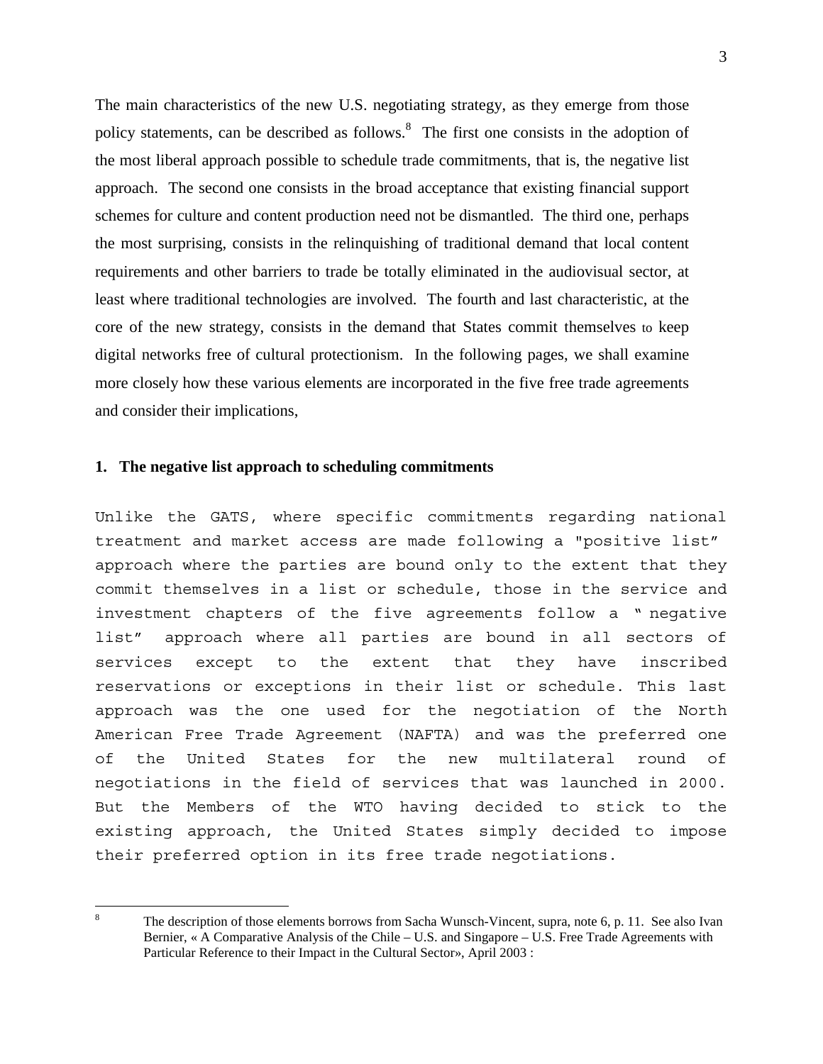The main characteristics of the new U.S. negotiating strategy, as they emerge from those policy statements, can be described as follows.[8] The first one consists in the adoption of the most liberal approach possible to schedule trade commitments, that is, the negative list approach. The second one consists in the broad acceptance that existing financial support schemes for culture and content production need not be dismantled. The third one, perhaps the most surprising, consists in the relinquishing of traditional demand that local content requirements and other barriers to trade be totally eliminated in the audiovisual sector, at least where traditional technologies are involved. The fourth and last characteristic, at the core of the new strategy, consists in the demand that States commit themselves to keep digital networks free of cultural protectionism. In the following pages, we shall examine more closely how these various elements are incorporated in the five free trade agreements and consider their implications,

## 1. The negative list approach to scheduling commitments

Unlike the GATS, where specific commitments regarding national treatment and market access are made following a "positive list" approach where the parties are bound only to the extent that they commit themselves in a list or schedule, those in the service and investment chapters of the five agreements follow a "negative list" approach where all parties are bound in all sectors of services except to the extent that they have inscribed reservations or exceptions in their list or schedule. This last approach was the one used for the negotiation of the North American Free Trade Agreement (NAFTA) and was the preferred one of the United States for the new multilateral round of negotiations in the field of services that was launched in 2000. But the Members of the WTO having decided to stick to the existing approach, the United States simply decided to impose their preferred option in its free trade negotiations.

---

[8] The description of those elements borrows from Sacha Wunsch-Vincent, supra, note 6, p. 11. See also Ivan Bernier, « A Comparative Analysis of the Chile – U.S. and Singapore – U.S. Free Trade Agreements with Particular Reference to their Impact in the Cultural Sector», April 2003 :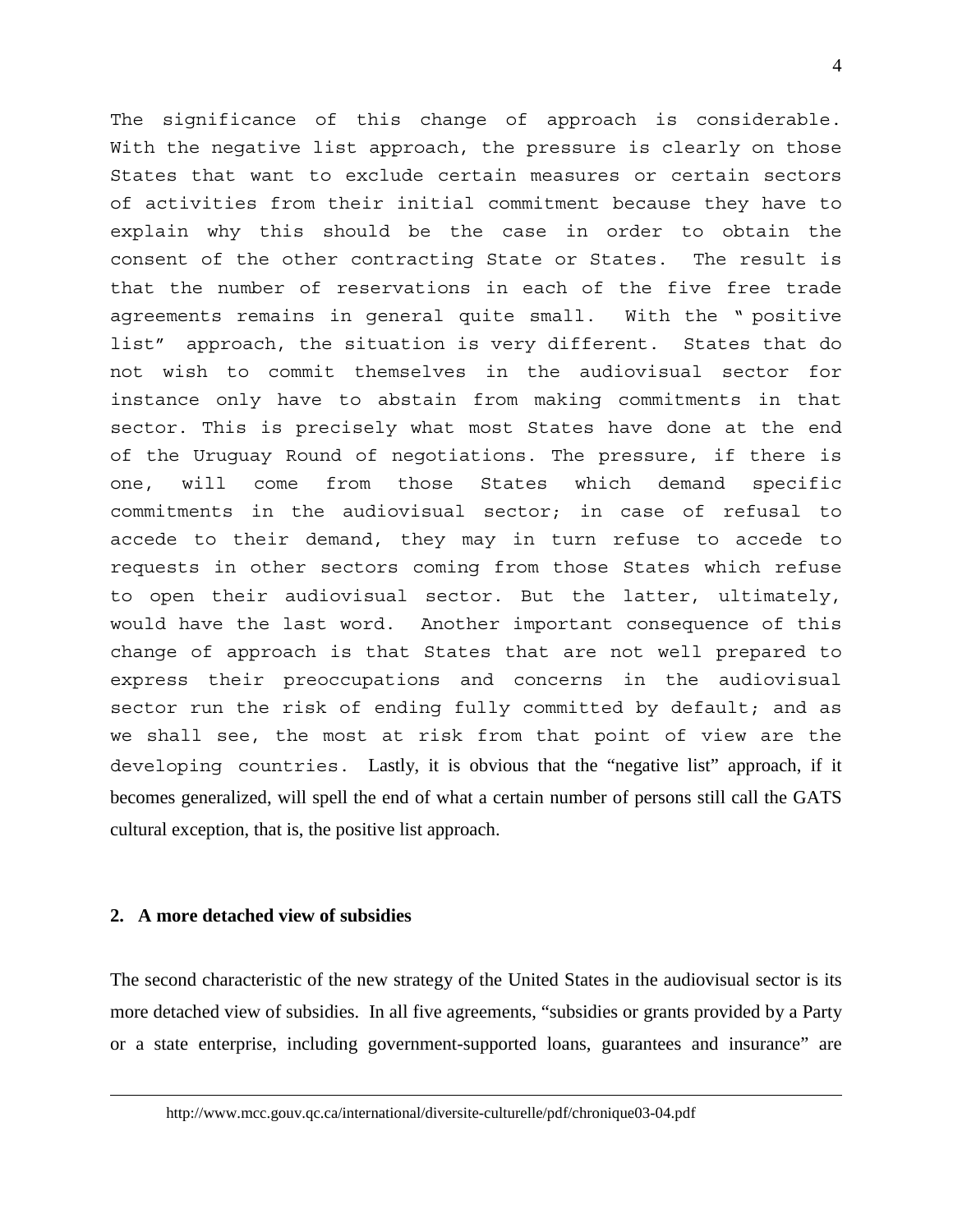The significance of this change of approach is considerable. With the negative list approach, the pressure is clearly on those States that want to exclude certain measures or certain sectors of activities from their initial commitment because they have to explain why this should be the case in order to obtain the consent of the other contracting State or States. The result is that the number of reservations in each of the five free trade agreements remains in general quite small. With the " positive list" approach, the situation is very different. States that do not wish to commit themselves in the audiovisual sector for instance only have to abstain from making commitments in that sector. This is precisely what most States have done at the end of the Uruguay Round of negotiations. The pressure, if there is one, will come from those States which demand specific commitments in the audiovisual sector; in case of refusal to accede to their demand, they may in turn refuse to accede to requests in other sectors coming from those States which refuse to open their audiovisual sector. But the latter, ultimately, would have the last word. Another important consequence of this change of approach is that States that are not well prepared to express their preoccupations and concerns in the audiovisual sector run the risk of ending fully committed by default; and as we shall see, the most at risk from that point of view are the developing countries. Lastly, it is obvious that the "negative list" approach, if it becomes generalized, will spell the end of what a certain number of persons still call the GATS cultural exception, that is, the positive list approach.

## 2. A more detached view of subsidies

The second characteristic of the new strategy of the United States in the audiovisual sector is its more detached view of subsidies. In all five agreements, "subsidies or grants provided by a Party or a state enterprise, including government-supported loans, guarantees and insurance" are

---

http://www.mcc.gouv.qc.ca/international/diversite-culturelle/pdf/chronique03-04.pdf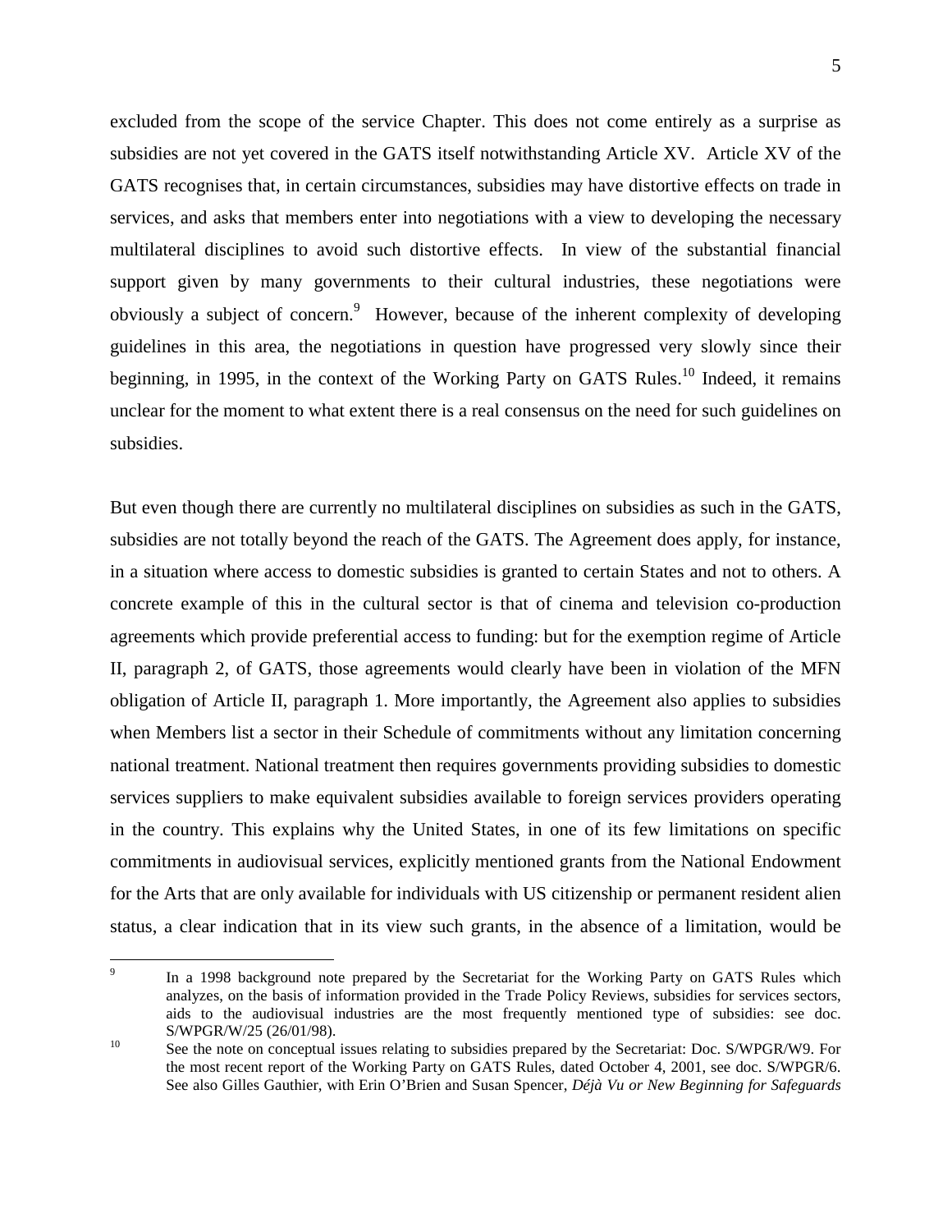excluded from the scope of the service Chapter. This does not come entirely as a surprise as subsidies are not yet covered in the GATS itself notwithstanding Article XV. Article XV of the GATS recognises that, in certain circumstances, subsidies may have distortive effects on trade in services, and asks that members enter into negotiations with a view to developing the necessary multilateral disciplines to avoid such distortive effects. In view of the substantial financial support given by many governments to their cultural industries, these negotiations were obviously a subject of concern.[9] However, because of the inherent complexity of developing guidelines in this area, the negotiations in question have progressed very slowly since their beginning, in 1995, in the context of the Working Party on GATS Rules.[10] Indeed, it remains unclear for the moment to what extent there is a real consensus on the need for such guidelines on subsidies.

But even though there are currently no multilateral disciplines on subsidies as such in the GATS, subsidies are not totally beyond the reach of the GATS. The Agreement does apply, for instance, in a situation where access to domestic subsidies is granted to certain States and not to others. A concrete example of this in the cultural sector is that of cinema and television co-production agreements which provide preferential access to funding: but for the exemption regime of Article II, paragraph 2, of GATS, those agreements would clearly have been in violation of the MFN obligation of Article II, paragraph 1. More importantly, the Agreement also applies to subsidies when Members list a sector in their Schedule of commitments without any limitation concerning national treatment. National treatment then requires governments providing subsidies to domestic services suppliers to make equivalent subsidies available to foreign services providers operating in the country. This explains why the United States, in one of its few limitations on specific commitments in audiovisual services, explicitly mentioned grants from the National Endowment for the Arts that are only available for individuals with US citizenship or permanent resident alien status, a clear indication that in its view such grants, in the absence of a limitation, would be

---

[9] In a 1998 background note prepared by the Secretariat for the Working Party on GATS Rules which analyzes, on the basis of information provided in the Trade Policy Reviews, subsidies for services sectors, aids to the audiovisual industries are the most frequently mentioned type of subsidies: see doc. S/WPGR/W/25 (26/01/98).

[10] See the note on conceptual issues relating to subsidies prepared by the Secretariat: Doc. S/WPGR/W9. For the most recent report of the Working Party on GATS Rules, dated October 4, 2001, see doc. S/WPGR/6. See also Gilles Gauthier, with Erin O'Brien and Susan Spencer, *Déjà Vu or New Beginning for Safeguards*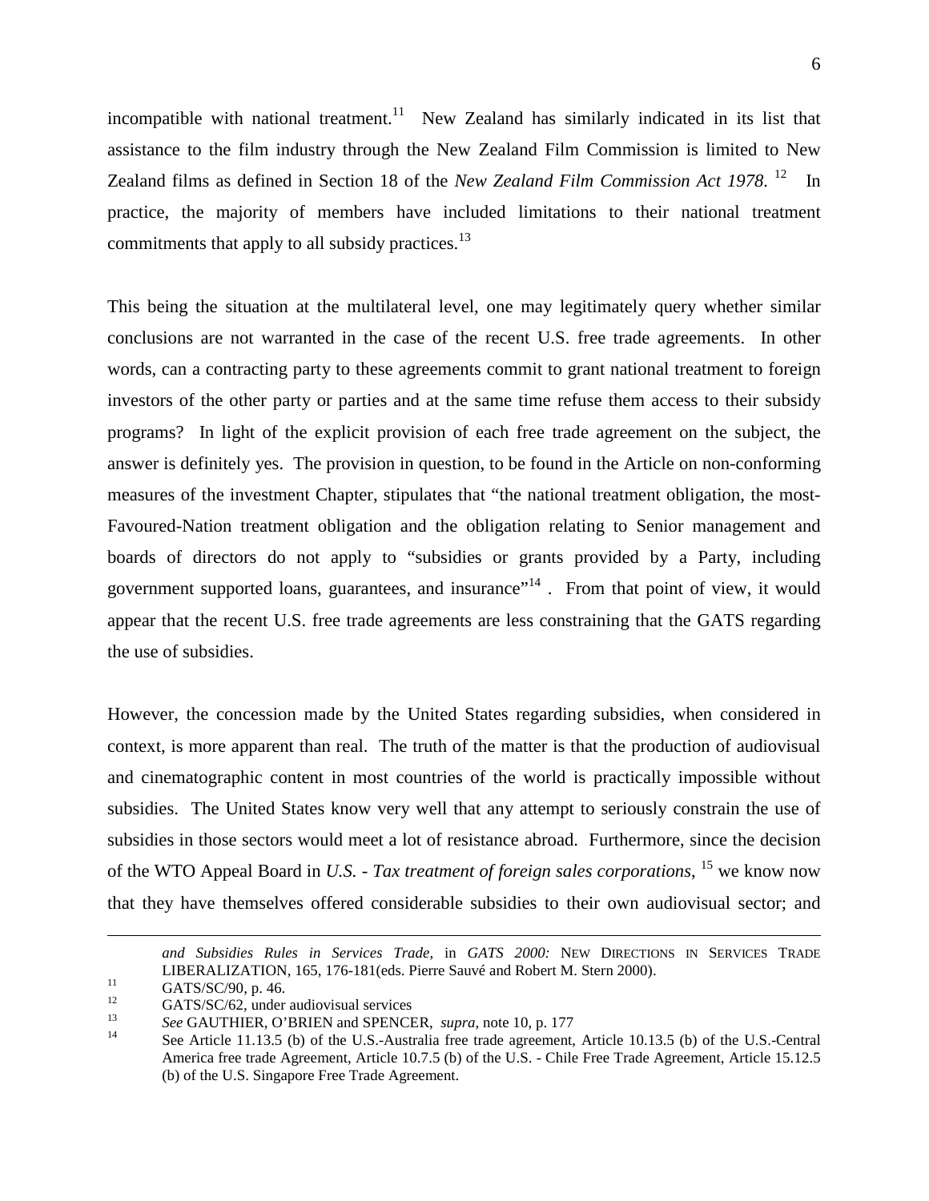incompatible with national treatment.[11] New Zealand has similarly indicated in its list that assistance to the film industry through the New Zealand Film Commission is limited to New Zealand films as defined in Section 18 of the *New Zealand Film Commission Act 1978*. [12] In practice, the majority of members have included limitations to their national treatment commitments that apply to all subsidy practices.[13]

This being the situation at the multilateral level, one may legitimately query whether similar conclusions are not warranted in the case of the recent U.S. free trade agreements. In other words, can a contracting party to these agreements commit to grant national treatment to foreign investors of the other party or parties and at the same time refuse them access to their subsidy programs? In light of the explicit provision of each free trade agreement on the subject, the answer is definitely yes. The provision in question, to be found in the Article on non-conforming measures of the investment Chapter, stipulates that "the national treatment obligation, the most-Favoured-Nation treatment obligation and the obligation relating to Senior management and boards of directors do not apply to "subsidies or grants provided by a Party, including government supported loans, guarantees, and insurance"[14] . From that point of view, it would appear that the recent U.S. free trade agreements are less constraining that the GATS regarding the use of subsidies.

However, the concession made by the United States regarding subsidies, when considered in context, is more apparent than real. The truth of the matter is that the production of audiovisual and cinematographic content in most countries of the world is practically impossible without subsidies. The United States know very well that any attempt to seriously constrain the use of subsidies in those sectors would meet a lot of resistance abroad. Furthermore, since the decision of the WTO Appeal Board in *U.S. - Tax treatment of foreign sales corporations*, [15] we know now that they have themselves offered considerable subsidies to their own audiovisual sector; and

---

*and Subsidies Rules in Services Trade*, in *GATS 2000:* NEW DIRECTIONS IN SERVICES TRADE LIBERALIZATION, 165, 176-181(eds. Pierre Sauvé and Robert M. Stern 2000).

[11] GATS/SC/90, p. 46.

[12] GATS/SC/62, under audiovisual services

[13] *See* GAUTHIER, O'BRIEN and SPENCER, *supra*, note 10, p. 177

[14] See Article 11.13.5 (b) of the U.S.-Australia free trade agreement, Article 10.13.5 (b) of the U.S.-Central America free trade Agreement, Article 10.7.5 (b) of the U.S. - Chile Free Trade Agreement, Article 15.12.5 (b) of the U.S. Singapore Free Trade Agreement.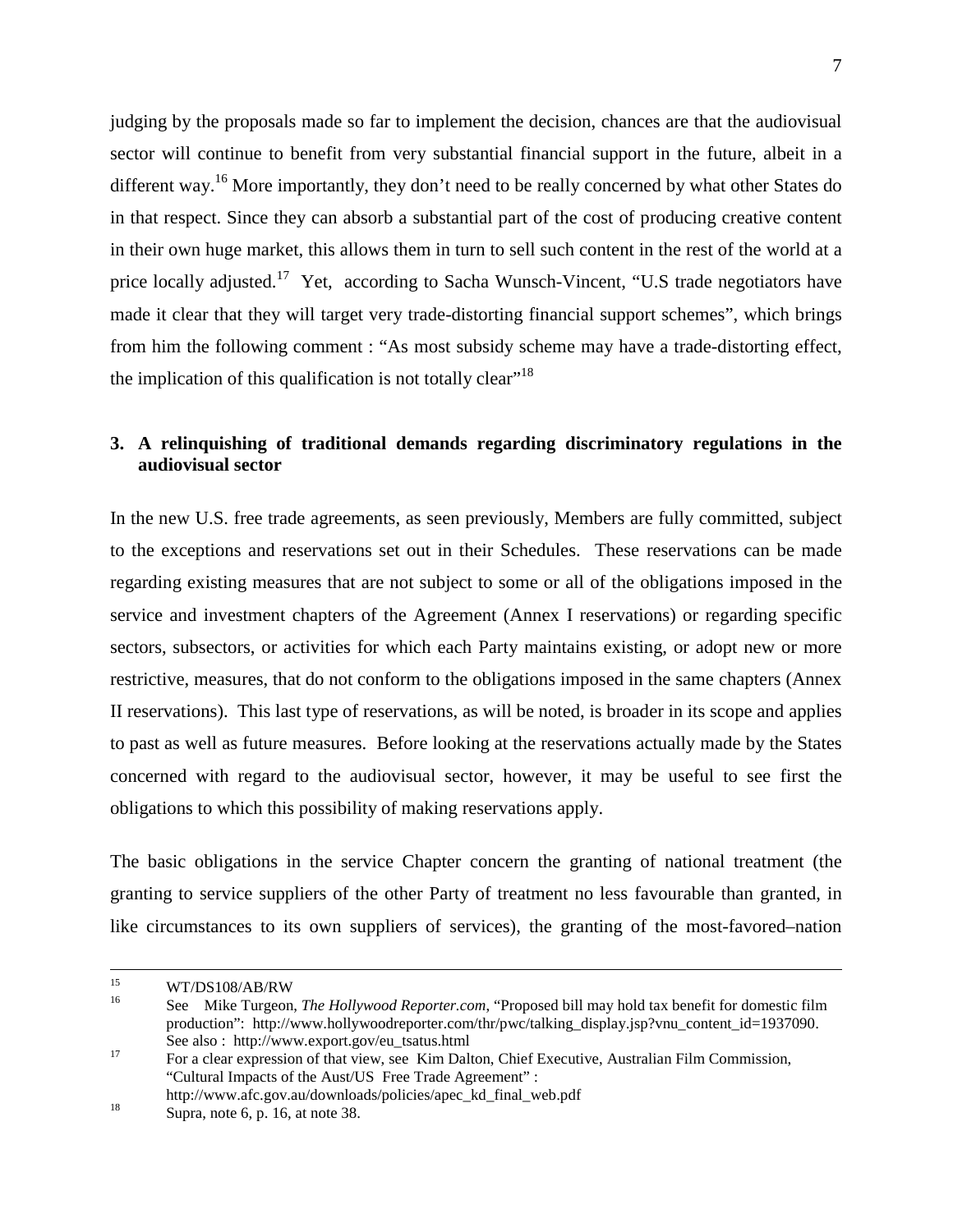judging by the proposals made so far to implement the decision, chances are that the audiovisual sector will continue to benefit from very substantial financial support in the future, albeit in a different way.[16] More importantly, they don't need to be really concerned by what other States do in that respect. Since they can absorb a substantial part of the cost of producing creative content in their own huge market, this allows them in turn to sell such content in the rest of the world at a price locally adjusted.[17] Yet, according to Sacha Wunsch-Vincent, "U.S trade negotiators have made it clear that they will target very trade-distorting financial support schemes", which brings from him the following comment : "As most subsidy scheme may have a trade-distorting effect, the implication of this qualification is not totally clear"[18]

### 3. A relinquishing of traditional demands regarding discriminatory regulations in the audiovisual sector

In the new U.S. free trade agreements, as seen previously, Members are fully committed, subject to the exceptions and reservations set out in their Schedules. These reservations can be made regarding existing measures that are not subject to some or all of the obligations imposed in the service and investment chapters of the Agreement (Annex I reservations) or regarding specific sectors, subsectors, or activities for which each Party maintains existing, or adopt new or more restrictive, measures, that do not conform to the obligations imposed in the same chapters (Annex II reservations). This last type of reservations, as will be noted, is broader in its scope and applies to past as well as future measures. Before looking at the reservations actually made by the States concerned with regard to the audiovisual sector, however, it may be useful to see first the obligations to which this possibility of making reservations apply.

The basic obligations in the service Chapter concern the granting of national treatment (the granting to service suppliers of the other Party of treatment no less favourable than granted, in like circumstances to its own suppliers of services), the granting of the most-favored–nation

---

[15] WT/DS108/AB/RW

[16] See Mike Turgeon, *The Hollywood Reporter.com*, "Proposed bill may hold tax benefit for domestic film production": http://www.hollywoodreporter.com/thr/pwc/talking_display.jsp?vnu_content_id=1937090. See also : http://www.export.gov/eu_tsatus.html

[17] For a clear expression of that view, see Kim Dalton, Chief Executive, Australian Film Commission, "Cultural Impacts of the Aust/US Free Trade Agreement" : http://www.afc.gov.au/downloads/policies/apec_kd_final_web.pdf

[18] Supra, note 6, p. 16, at note 38.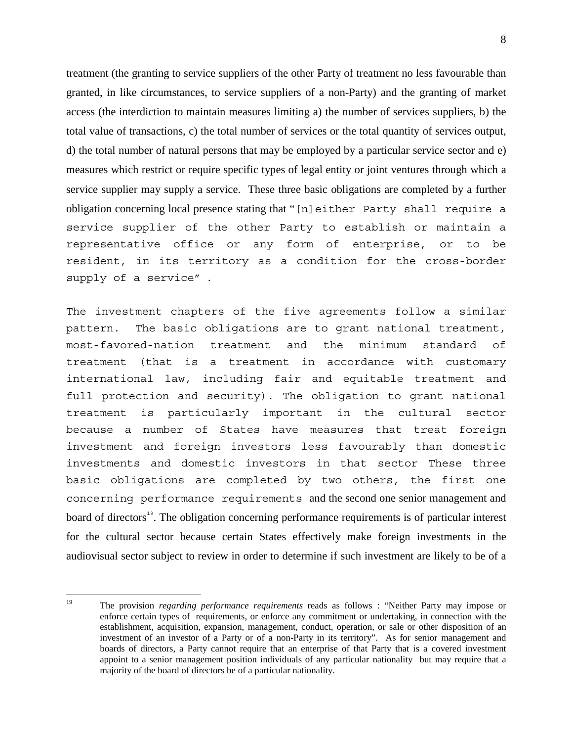treatment (the granting to service suppliers of the other Party of treatment no less favourable than granted, in like circumstances, to service suppliers of a non-Party) and the granting of market access (the interdiction to maintain measures limiting a) the number of services suppliers, b) the total value of transactions, c) the total number of services or the total quantity of services output, d) the total number of natural persons that may be employed by a particular service sector and e) measures which restrict or require specific types of legal entity or joint ventures through which a service supplier may supply a service. These three basic obligations are completed by a further obligation concerning local presence stating that "[n]either Party shall require a service supplier of the other Party to establish or maintain a representative office or any form of enterprise, or to be resident, in its territory as a condition for the cross-border supply of a service".

The investment chapters of the five agreements follow a similar pattern. The basic obligations are to grant national treatment, most-favored-nation treatment and the minimum standard of treatment (that is a treatment in accordance with customary international law, including fair and equitable treatment and full protection and security). The obligation to grant national treatment is particularly important in the cultural sector because a number of States have measures that treat foreign investment and foreign investors less favourably than domestic investments and domestic investors in that sector These three basic obligations are completed by two others, the first one concerning performance requirements and the second one senior management and board of directors[19]. The obligation concerning performance requirements is of particular interest for the cultural sector because certain States effectively make foreign investments in the audiovisual sector subject to review in order to determine if such investment are likely to be of a

[19] The provision *regarding performance requirements* reads as follows : "Neither Party may impose or enforce certain types of requirements, or enforce any commitment or undertaking, in connection with the establishment, acquisition, expansion, management, conduct, operation, or sale or other disposition of an investment of an investor of a Party or of a non-Party in its territory". As for senior management and boards of directors, a Party cannot require that an enterprise of that Party that is a covered investment appoint to a senior management position individuals of any particular nationality but may require that a majority of the board of directors be of a particular nationality.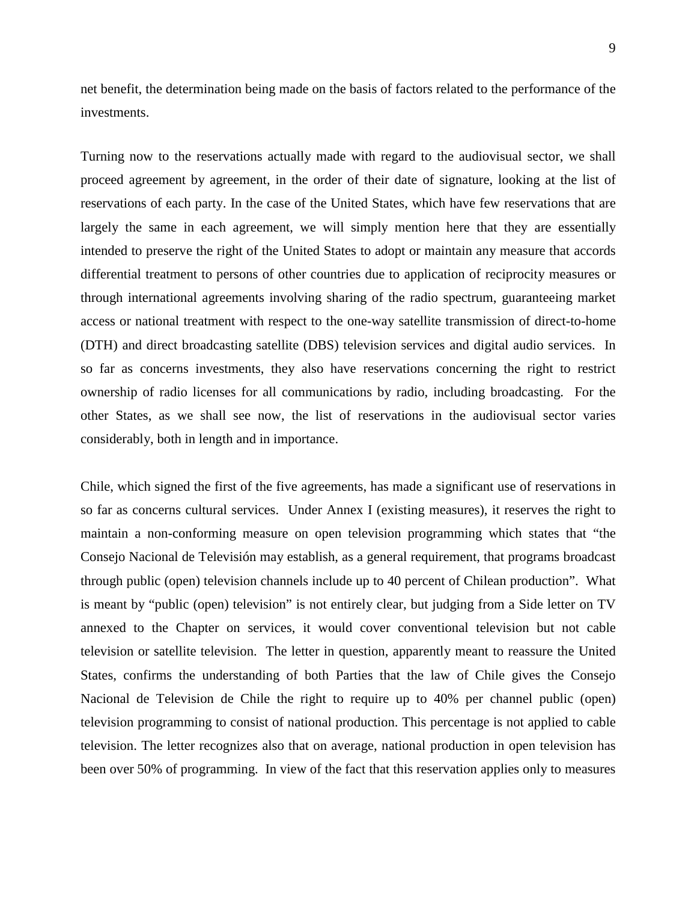net benefit, the determination being made on the basis of factors related to the performance of the investments.

Turning now to the reservations actually made with regard to the audiovisual sector, we shall proceed agreement by agreement, in the order of their date of signature, looking at the list of reservations of each party. In the case of the United States, which have few reservations that are largely the same in each agreement, we will simply mention here that they are essentially intended to preserve the right of the United States to adopt or maintain any measure that accords differential treatment to persons of other countries due to application of reciprocity measures or through international agreements involving sharing of the radio spectrum, guaranteeing market access or national treatment with respect to the one-way satellite transmission of direct-to-home (DTH) and direct broadcasting satellite (DBS) television services and digital audio services. In so far as concerns investments, they also have reservations concerning the right to restrict ownership of radio licenses for all communications by radio, including broadcasting. For the other States, as we shall see now, the list of reservations in the audiovisual sector varies considerably, both in length and in importance.

Chile, which signed the first of the five agreements, has made a significant use of reservations in so far as concerns cultural services. Under Annex I (existing measures), it reserves the right to maintain a non-conforming measure on open television programming which states that "the Consejo Nacional de Televisión may establish, as a general requirement, that programs broadcast through public (open) television channels include up to 40 percent of Chilean production". What is meant by "public (open) television" is not entirely clear, but judging from a Side letter on TV annexed to the Chapter on services, it would cover conventional television but not cable television or satellite television. The letter in question, apparently meant to reassure the United States, confirms the understanding of both Parties that the law of Chile gives the Consejo Nacional de Television de Chile the right to require up to 40% per channel public (open) television programming to consist of national production. This percentage is not applied to cable television. The letter recognizes also that on average, national production in open television has been over 50% of programming. In view of the fact that this reservation applies only to measures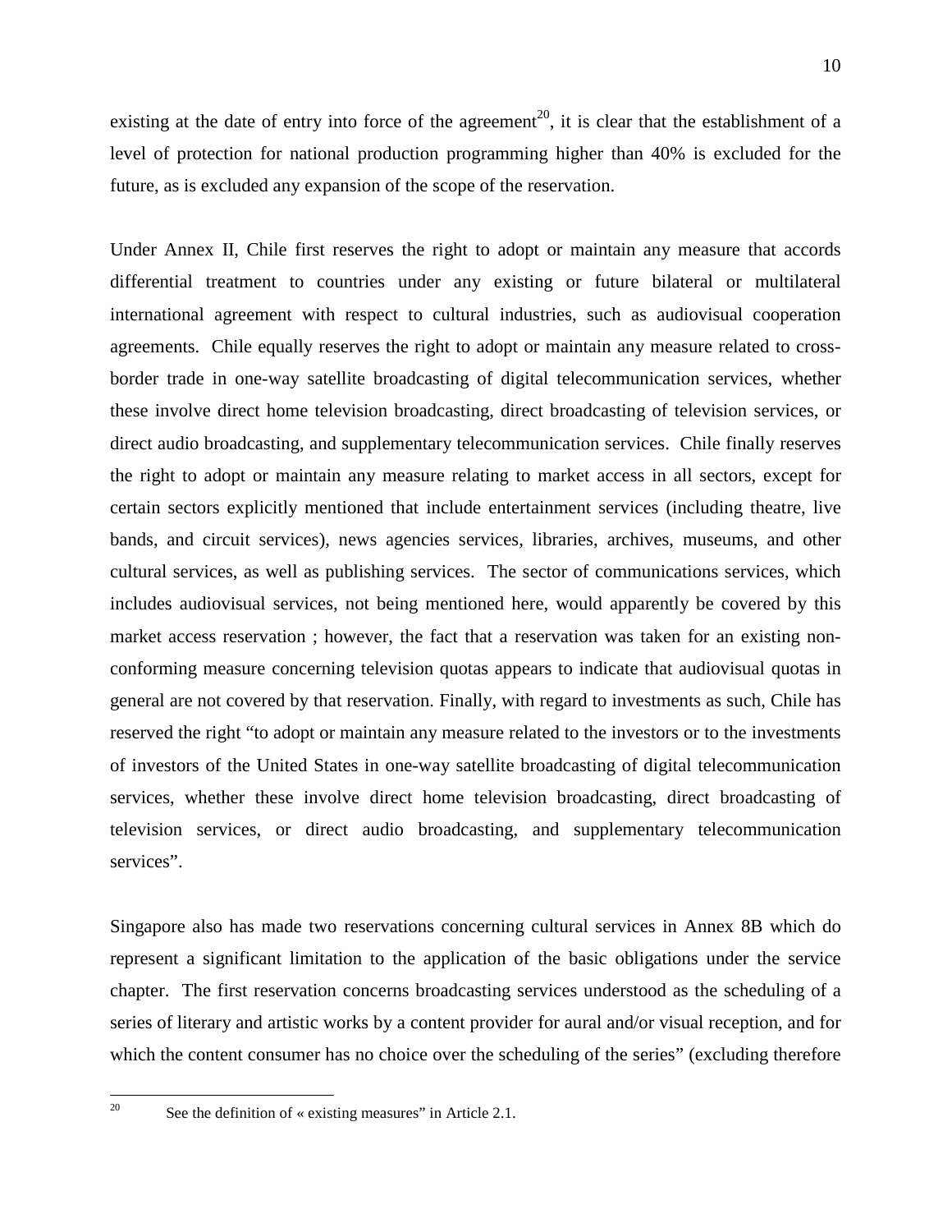existing at the date of entry into force of the agreement[20], it is clear that the establishment of a level of protection for national production programming higher than 40% is excluded for the future, as is excluded any expansion of the scope of the reservation.

Under Annex II, Chile first reserves the right to adopt or maintain any measure that accords differential treatment to countries under any existing or future bilateral or multilateral international agreement with respect to cultural industries, such as audiovisual cooperation agreements. Chile equally reserves the right to adopt or maintain any measure related to cross-border trade in one-way satellite broadcasting of digital telecommunication services, whether these involve direct home television broadcasting, direct broadcasting of television services, or direct audio broadcasting, and supplementary telecommunication services. Chile finally reserves the right to adopt or maintain any measure relating to market access in all sectors, except for certain sectors explicitly mentioned that include entertainment services (including theatre, live bands, and circuit services), news agencies services, libraries, archives, museums, and other cultural services, as well as publishing services. The sector of communications services, which includes audiovisual services, not being mentioned here, would apparently be covered by this market access reservation ; however, the fact that a reservation was taken for an existing non-conforming measure concerning television quotas appears to indicate that audiovisual quotas in general are not covered by that reservation. Finally, with regard to investments as such, Chile has reserved the right "to adopt or maintain any measure related to the investors or to the investments of investors of the United States in one-way satellite broadcasting of digital telecommunication services, whether these involve direct home television broadcasting, direct broadcasting of television services, or direct audio broadcasting, and supplementary telecommunication services".

Singapore also has made two reservations concerning cultural services in Annex 8B which do represent a significant limitation to the application of the basic obligations under the service chapter. The first reservation concerns broadcasting services understood as the scheduling of a series of literary and artistic works by a content provider for aural and/or visual reception, and for which the content consumer has no choice over the scheduling of the series" (excluding therefore

[20] See the definition of « existing measures" in Article 2.1.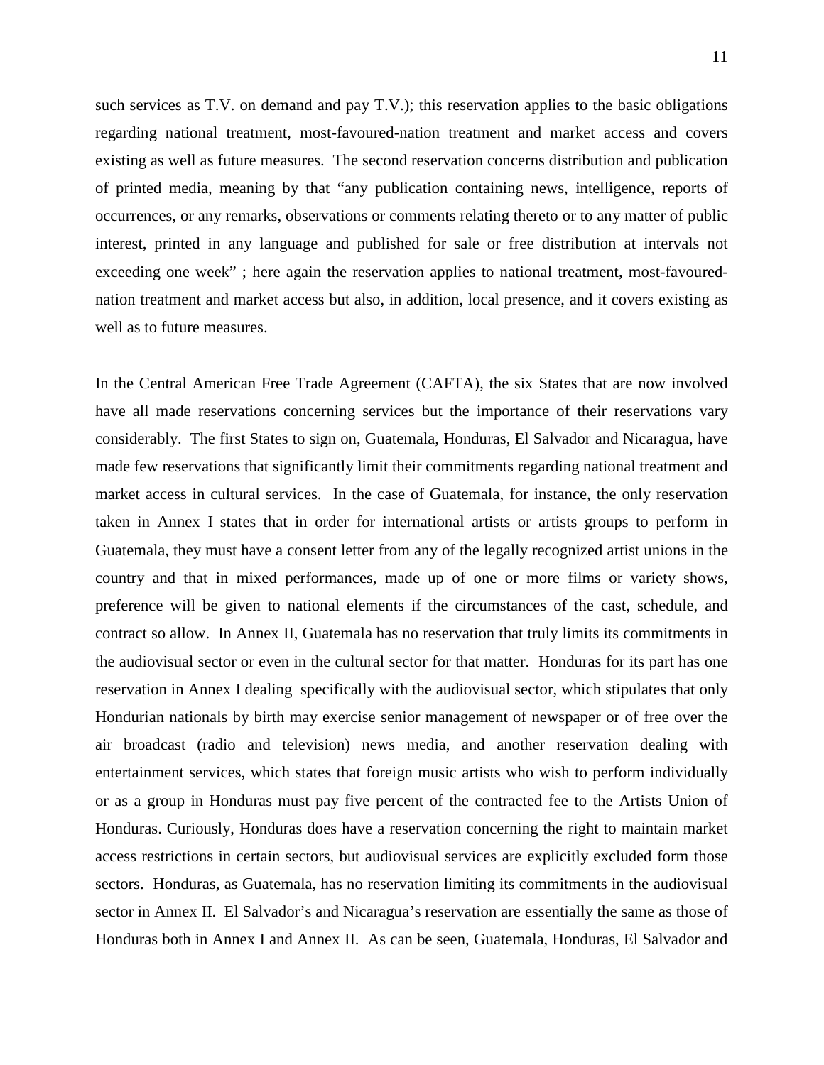such services as T.V. on demand and pay T.V.); this reservation applies to the basic obligations regarding national treatment, most-favoured-nation treatment and market access and covers existing as well as future measures. The second reservation concerns distribution and publication of printed media, meaning by that "any publication containing news, intelligence, reports of occurrences, or any remarks, observations or comments relating thereto or to any matter of public interest, printed in any language and published for sale or free distribution at intervals not exceeding one week" ; here again the reservation applies to national treatment, most-favoured-nation treatment and market access but also, in addition, local presence, and it covers existing as well as to future measures.

In the Central American Free Trade Agreement (CAFTA), the six States that are now involved have all made reservations concerning services but the importance of their reservations vary considerably. The first States to sign on, Guatemala, Honduras, El Salvador and Nicaragua, have made few reservations that significantly limit their commitments regarding national treatment and market access in cultural services. In the case of Guatemala, for instance, the only reservation taken in Annex I states that in order for international artists or artists groups to perform in Guatemala, they must have a consent letter from any of the legally recognized artist unions in the country and that in mixed performances, made up of one or more films or variety shows, preference will be given to national elements if the circumstances of the cast, schedule, and contract so allow. In Annex II, Guatemala has no reservation that truly limits its commitments in the audiovisual sector or even in the cultural sector for that matter. Honduras for its part has one reservation in Annex I dealing specifically with the audiovisual sector, which stipulates that only Hondurian nationals by birth may exercise senior management of newspaper or of free over the air broadcast (radio and television) news media, and another reservation dealing with entertainment services, which states that foreign music artists who wish to perform individually or as a group in Honduras must pay five percent of the contracted fee to the Artists Union of Honduras. Curiously, Honduras does have a reservation concerning the right to maintain market access restrictions in certain sectors, but audiovisual services are explicitly excluded form those sectors. Honduras, as Guatemala, has no reservation limiting its commitments in the audiovisual sector in Annex II. El Salvador's and Nicaragua's reservation are essentially the same as those of Honduras both in Annex I and Annex II. As can be seen, Guatemala, Honduras, El Salvador and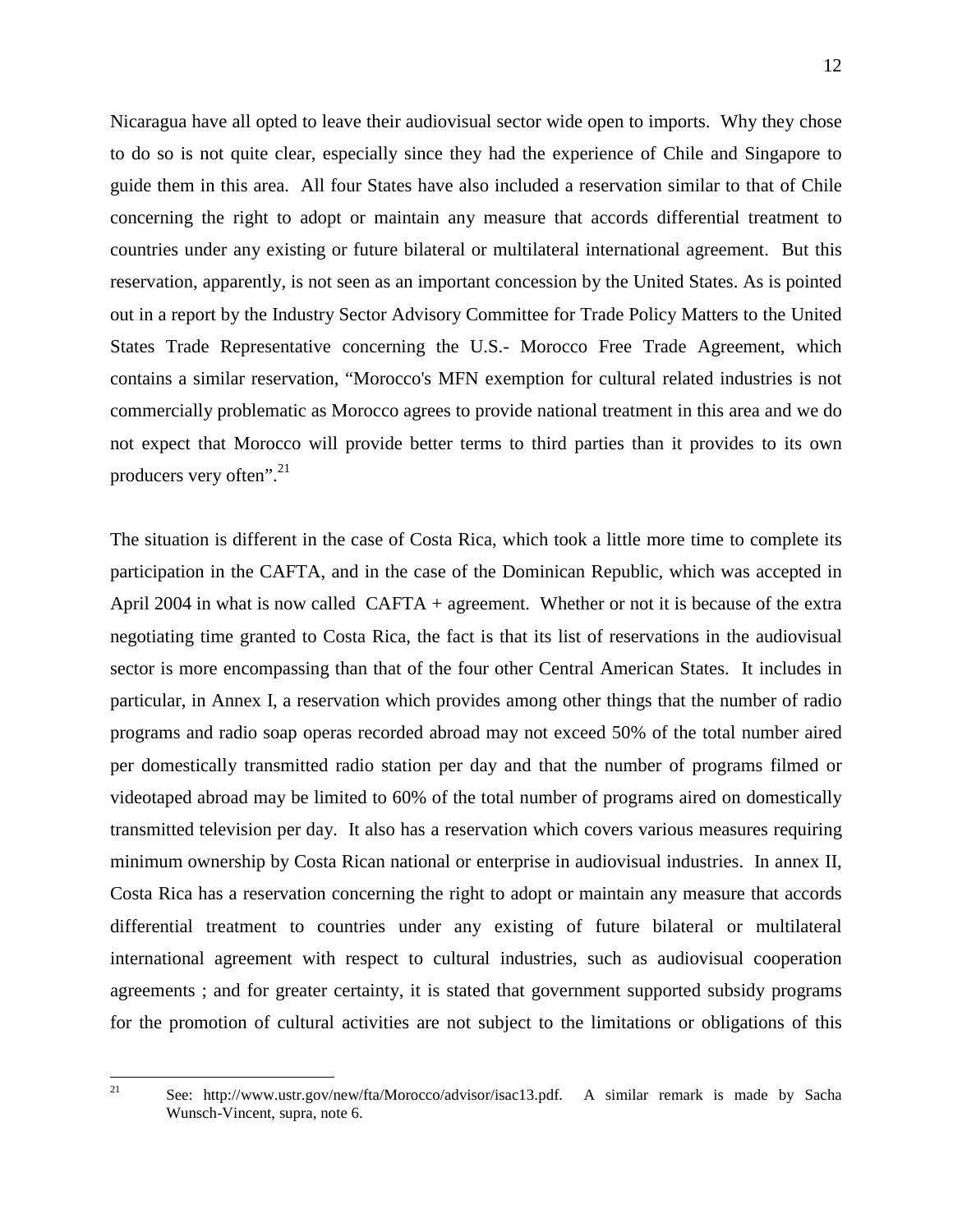Nicaragua have all opted to leave their audiovisual sector wide open to imports. Why they chose to do so is not quite clear, especially since they had the experience of Chile and Singapore to guide them in this area. All four States have also included a reservation similar to that of Chile concerning the right to adopt or maintain any measure that accords differential treatment to countries under any existing or future bilateral or multilateral international agreement. But this reservation, apparently, is not seen as an important concession by the United States. As is pointed out in a report by the Industry Sector Advisory Committee for Trade Policy Matters to the United States Trade Representative concerning the U.S.- Morocco Free Trade Agreement, which contains a similar reservation, "Morocco's MFN exemption for cultural related industries is not commercially problematic as Morocco agrees to provide national treatment in this area and we do not expect that Morocco will provide better terms to third parties than it provides to its own producers very often".[21]

The situation is different in the case of Costa Rica, which took a little more time to complete its participation in the CAFTA, and in the case of the Dominican Republic, which was accepted in April 2004 in what is now called CAFTA + agreement. Whether or not it is because of the extra negotiating time granted to Costa Rica, the fact is that its list of reservations in the audiovisual sector is more encompassing than that of the four other Central American States. It includes in particular, in Annex I, a reservation which provides among other things that the number of radio programs and radio soap operas recorded abroad may not exceed 50% of the total number aired per domestically transmitted radio station per day and that the number of programs filmed or videotaped abroad may be limited to 60% of the total number of programs aired on domestically transmitted television per day. It also has a reservation which covers various measures requiring minimum ownership by Costa Rican national or enterprise in audiovisual industries. In annex II, Costa Rica has a reservation concerning the right to adopt or maintain any measure that accords differential treatment to countries under any existing of future bilateral or multilateral international agreement with respect to cultural industries, such as audiovisual cooperation agreements ; and for greater certainty, it is stated that government supported subsidy programs for the promotion of cultural activities are not subject to the limitations or obligations of this

[21] See: http://www.ustr.gov/new/fta/Morocco/advisor/isac13.pdf. A similar remark is made by Sacha Wunsch-Vincent, supra, note 6.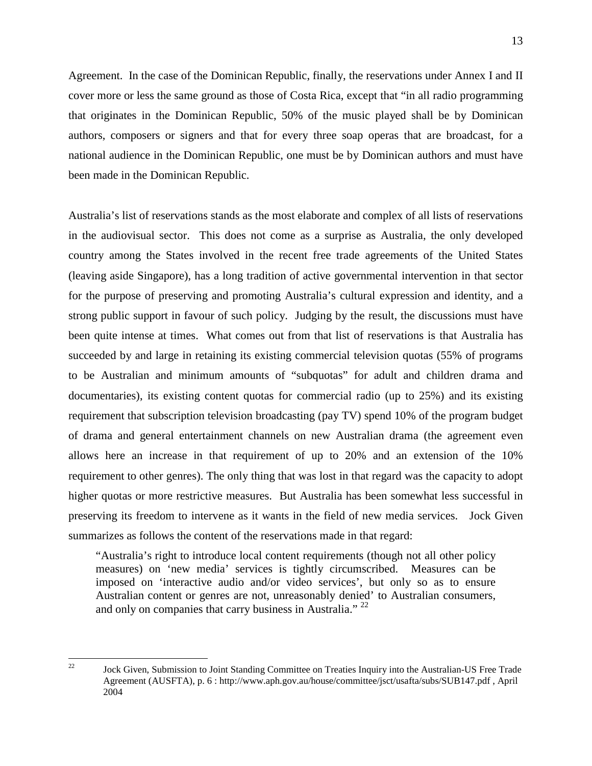Agreement. In the case of the Dominican Republic, finally, the reservations under Annex I and II cover more or less the same ground as those of Costa Rica, except that "in all radio programming that originates in the Dominican Republic, 50% of the music played shall be by Dominican authors, composers or signers and that for every three soap operas that are broadcast, for a national audience in the Dominican Republic, one must be by Dominican authors and must have been made in the Dominican Republic.

Australia's list of reservations stands as the most elaborate and complex of all lists of reservations in the audiovisual sector. This does not come as a surprise as Australia, the only developed country among the States involved in the recent free trade agreements of the United States (leaving aside Singapore), has a long tradition of active governmental intervention in that sector for the purpose of preserving and promoting Australia's cultural expression and identity, and a strong public support in favour of such policy. Judging by the result, the discussions must have been quite intense at times. What comes out from that list of reservations is that Australia has succeeded by and large in retaining its existing commercial television quotas (55% of programs to be Australian and minimum amounts of "subquotas" for adult and children drama and documentaries), its existing content quotas for commercial radio (up to 25%) and its existing requirement that subscription television broadcasting (pay TV) spend 10% of the program budget of drama and general entertainment channels on new Australian drama (the agreement even allows here an increase in that requirement of up to 20% and an extension of the 10% requirement to other genres). The only thing that was lost in that regard was the capacity to adopt higher quotas or more restrictive measures. But Australia has been somewhat less successful in preserving its freedom to intervene as it wants in the field of new media services. Jock Given summarizes as follows the content of the reservations made in that regard:

> "Australia's right to introduce local content requirements (though not all other policy measures) on 'new media' services is tightly circumscribed. Measures can be imposed on 'interactive audio and/or video services', but only so as to ensure Australian content or genres are not, unreasonably denied' to Australian consumers, and only on companies that carry business in Australia." [22]

[22] Jock Given, Submission to Joint Standing Committee on Treaties Inquiry into the Australian-US Free Trade Agreement (AUSFTA), p. 6 : http://www.aph.gov.au/house/committee/jsct/usafta/subs/SUB147.pdf , April 2004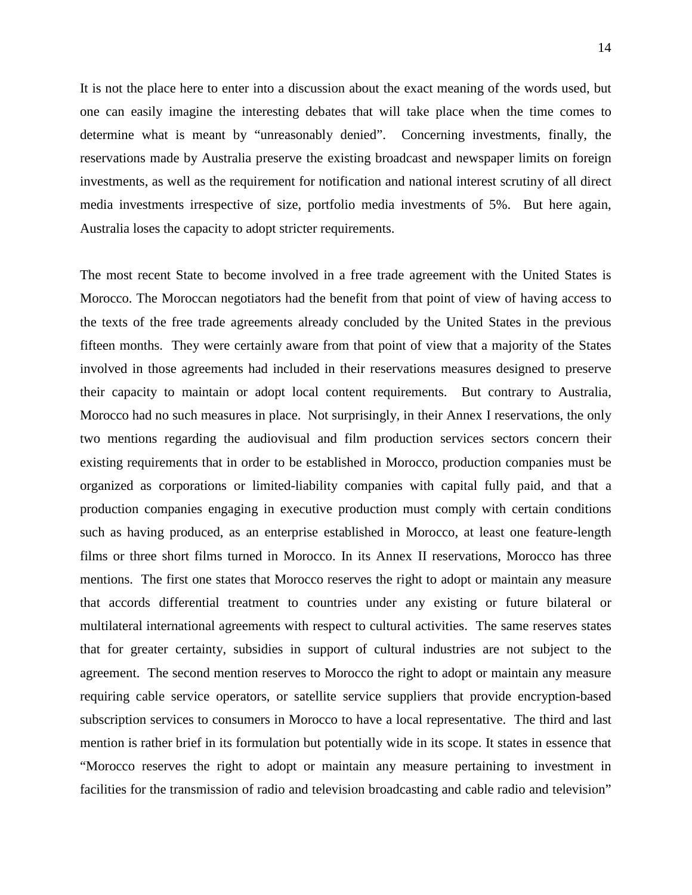It is not the place here to enter into a discussion about the exact meaning of the words used, but one can easily imagine the interesting debates that will take place when the time comes to determine what is meant by "unreasonably denied". Concerning investments, finally, the reservations made by Australia preserve the existing broadcast and newspaper limits on foreign investments, as well as the requirement for notification and national interest scrutiny of all direct media investments irrespective of size, portfolio media investments of 5%. But here again, Australia loses the capacity to adopt stricter requirements.

The most recent State to become involved in a free trade agreement with the United States is Morocco. The Moroccan negotiators had the benefit from that point of view of having access to the texts of the free trade agreements already concluded by the United States in the previous fifteen months. They were certainly aware from that point of view that a majority of the States involved in those agreements had included in their reservations measures designed to preserve their capacity to maintain or adopt local content requirements. But contrary to Australia, Morocco had no such measures in place. Not surprisingly, in their Annex I reservations, the only two mentions regarding the audiovisual and film production services sectors concern their existing requirements that in order to be established in Morocco, production companies must be organized as corporations or limited-liability companies with capital fully paid, and that a production companies engaging in executive production must comply with certain conditions such as having produced, as an enterprise established in Morocco, at least one feature-length films or three short films turned in Morocco. In its Annex II reservations, Morocco has three mentions. The first one states that Morocco reserves the right to adopt or maintain any measure that accords differential treatment to countries under any existing or future bilateral or multilateral international agreements with respect to cultural activities. The same reserves states that for greater certainty, subsidies in support of cultural industries are not subject to the agreement. The second mention reserves to Morocco the right to adopt or maintain any measure requiring cable service operators, or satellite service suppliers that provide encryption-based subscription services to consumers in Morocco to have a local representative. The third and last mention is rather brief in its formulation but potentially wide in its scope. It states in essence that "Morocco reserves the right to adopt or maintain any measure pertaining to investment in facilities for the transmission of radio and television broadcasting and cable radio and television"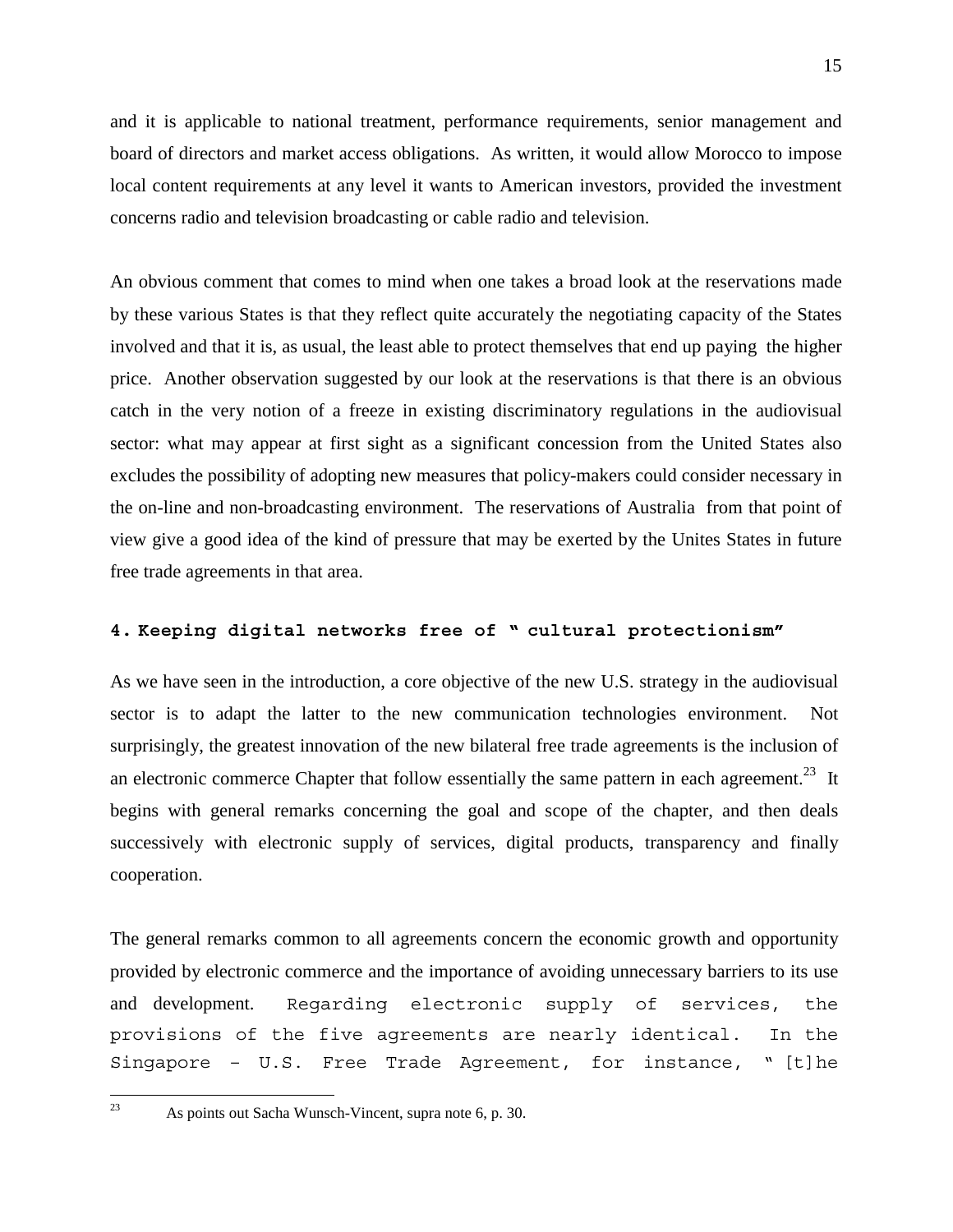and it is applicable to national treatment, performance requirements, senior management and board of directors and market access obligations. As written, it would allow Morocco to impose local content requirements at any level it wants to American investors, provided the investment concerns radio and television broadcasting or cable radio and television.

An obvious comment that comes to mind when one takes a broad look at the reservations made by these various States is that they reflect quite accurately the negotiating capacity of the States involved and that it is, as usual, the least able to protect themselves that end up paying the higher price. Another observation suggested by our look at the reservations is that there is an obvious catch in the very notion of a freeze in existing discriminatory regulations in the audiovisual sector: what may appear at first sight as a significant concession from the United States also excludes the possibility of adopting new measures that policy-makers could consider necessary in the on-line and non-broadcasting environment. The reservations of Australia from that point of view give a good idea of the kind of pressure that may be exerted by the Unites States in future free trade agreements in that area.

### 4. Keeping digital networks free of " cultural protectionism"

As we have seen in the introduction, a core objective of the new U.S. strategy in the audiovisual sector is to adapt the latter to the new communication technologies environment. Not surprisingly, the greatest innovation of the new bilateral free trade agreements is the inclusion of an electronic commerce Chapter that follow essentially the same pattern in each agreement.[23] It begins with general remarks concerning the goal and scope of the chapter, and then deals successively with electronic supply of services, digital products, transparency and finally cooperation.

The general remarks common to all agreements concern the economic growth and opportunity provided by electronic commerce and the importance of avoiding unnecessary barriers to its use and development. Regarding electronic supply of services, the provisions of the five agreements are nearly identical. In the Singapore – U.S. Free Trade Agreement, for instance, " [t]he

---

[23] As points out Sacha Wunsch-Vincent, supra note 6, p. 30.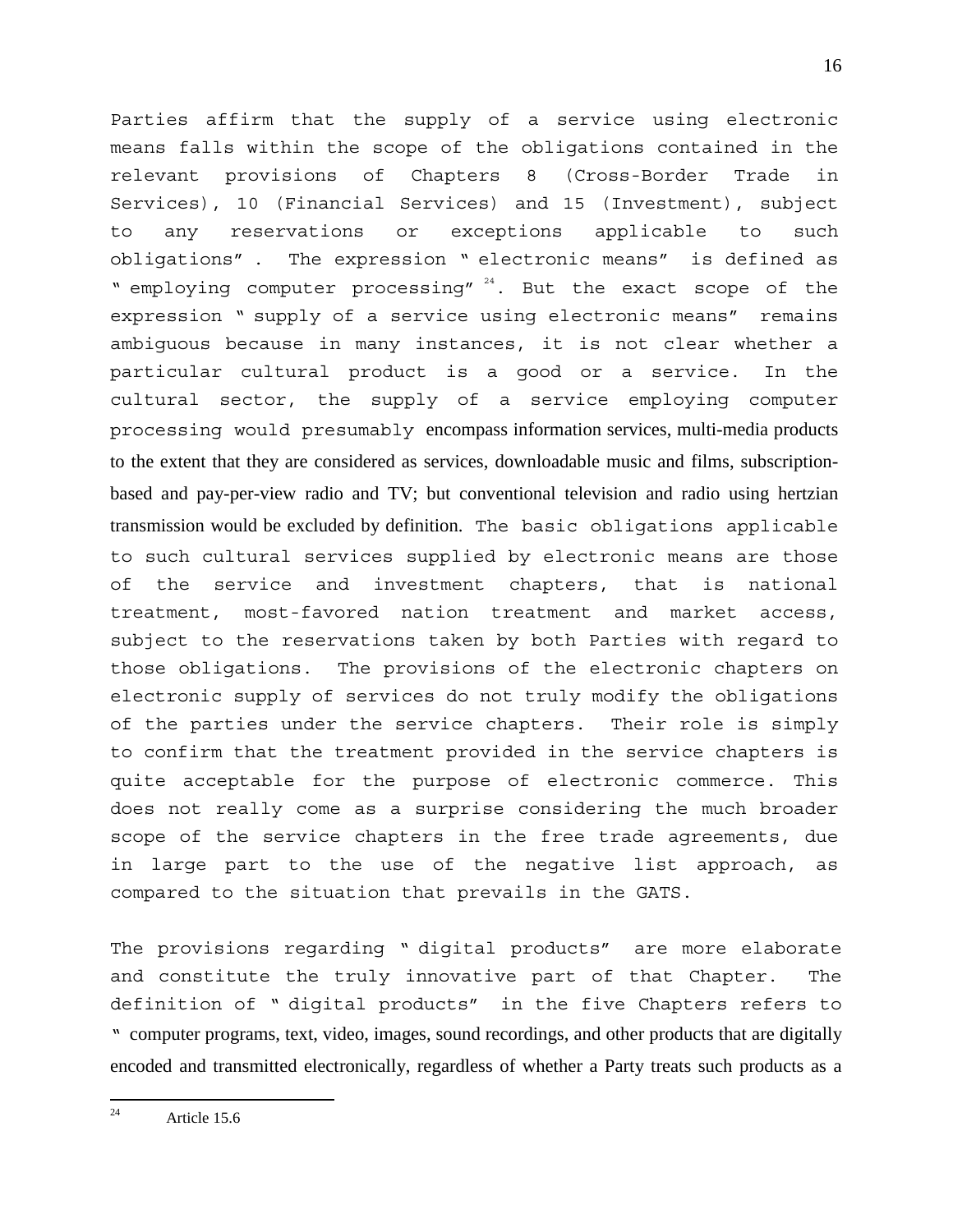Parties affirm that the supply of a service using electronic means falls within the scope of the obligations contained in the relevant provisions of Chapters 8 (Cross-Border Trade in Services), 10 (Financial Services) and 15 (Investment), subject to any reservations or exceptions applicable to such obligations". The expression "electronic means" is defined as "employing computer processing"[24]. But the exact scope of the expression "supply of a service using electronic means" remains ambiguous because in many instances, it is not clear whether a particular cultural product is a good or a service. In the cultural sector, the supply of a service employing computer processing would presumably encompass information services, multi-media products to the extent that they are considered as services, downloadable music and films, subscription-based and pay-per-view radio and TV; but conventional television and radio using hertzian transmission would be excluded by definition. The basic obligations applicable to such cultural services supplied by electronic means are those of the service and investment chapters, that is national treatment, most-favored nation treatment and market access, subject to the reservations taken by both Parties with regard to those obligations. The provisions of the electronic chapters on electronic supply of services do not truly modify the obligations of the parties under the service chapters. Their role is simply to confirm that the treatment provided in the service chapters is quite acceptable for the purpose of electronic commerce. This does not really come as a surprise considering the much broader scope of the service chapters in the free trade agreements, due in large part to the use of the negative list approach, as compared to the situation that prevails in the GATS.

The provisions regarding "digital products" are more elaborate and constitute the truly innovative part of that Chapter. The definition of "digital products" in the five Chapters refers to " computer programs, text, video, images, sound recordings, and other products that are digitally encoded and transmitted electronically, regardless of whether a Party treats such products as a

[24] Article 15.6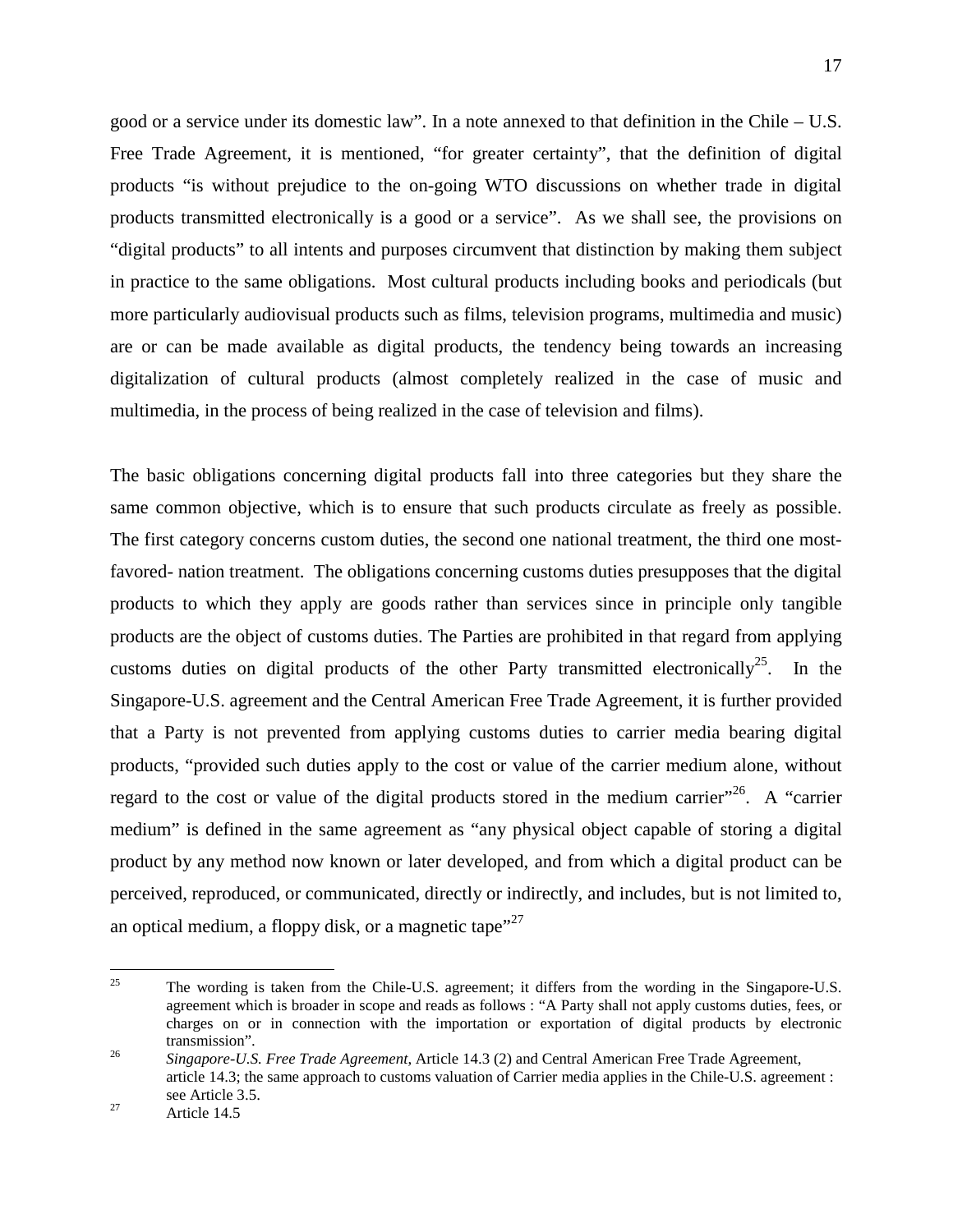good or a service under its domestic law". In a note annexed to that definition in the Chile – U.S. Free Trade Agreement, it is mentioned, "for greater certainty", that the definition of digital products "is without prejudice to the on-going WTO discussions on whether trade in digital products transmitted electronically is a good or a service". As we shall see, the provisions on "digital products" to all intents and purposes circumvent that distinction by making them subject in practice to the same obligations. Most cultural products including books and periodicals (but more particularly audiovisual products such as films, television programs, multimedia and music) are or can be made available as digital products, the tendency being towards an increasing digitalization of cultural products (almost completely realized in the case of music and multimedia, in the process of being realized in the case of television and films).

The basic obligations concerning digital products fall into three categories but they share the same common objective, which is to ensure that such products circulate as freely as possible. The first category concerns custom duties, the second one national treatment, the third one most-favored- nation treatment. The obligations concerning customs duties presupposes that the digital products to which they apply are goods rather than services since in principle only tangible products are the object of customs duties. The Parties are prohibited in that regard from applying customs duties on digital products of the other Party transmitted electronically[25]. In the Singapore-U.S. agreement and the Central American Free Trade Agreement, it is further provided that a Party is not prevented from applying customs duties to carrier media bearing digital products, "provided such duties apply to the cost or value of the carrier medium alone, without regard to the cost or value of the digital products stored in the medium carrier"[26]. A "carrier medium" is defined in the same agreement as "any physical object capable of storing a digital product by any method now known or later developed, and from which a digital product can be perceived, reproduced, or communicated, directly or indirectly, and includes, but is not limited to, an optical medium, a floppy disk, or a magnetic tape"[27]

---

[25] The wording is taken from the Chile-U.S. agreement; it differs from the wording in the Singapore-U.S. agreement which is broader in scope and reads as follows : "A Party shall not apply customs duties, fees, or charges on or in connection with the importation or exportation of digital products by electronic transmission".

[26] *Singapore-U.S. Free Trade Agreement*, Article 14.3 (2) and Central American Free Trade Agreement, article 14.3; the same approach to customs valuation of Carrier media applies in the Chile-U.S. agreement : see Article 3.5.

[27] Article 14.5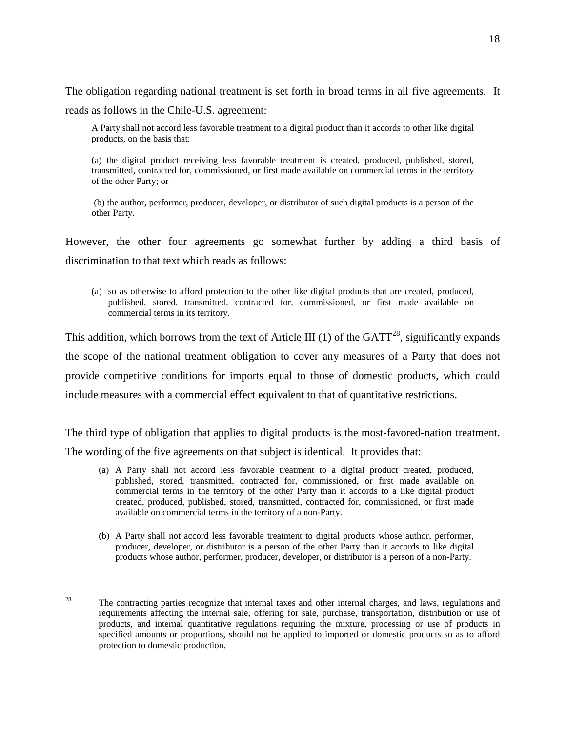The obligation regarding national treatment is set forth in broad terms in all five agreements. It reads as follows in the Chile-U.S. agreement:

> A Party shall not accord less favorable treatment to a digital product than it accords to other like digital products, on the basis that:
>
> (a) the digital product receiving less favorable treatment is created, produced, published, stored, transmitted, contracted for, commissioned, or first made available on commercial terms in the territory of the other Party; or
>
> (b) the author, performer, producer, developer, or distributor of such digital products is a person of the other Party.

However, the other four agreements go somewhat further by adding a third basis of discrimination to that text which reads as follows:

> (a) so as otherwise to afford protection to the other like digital products that are created, produced, published, stored, transmitted, contracted for, commissioned, or first made available on commercial terms in its territory.

This addition, which borrows from the text of Article III (1) of the GATT[28], significantly expands the scope of the national treatment obligation to cover any measures of a Party that does not provide competitive conditions for imports equal to those of domestic products, which could include measures with a commercial effect equivalent to that of quantitative restrictions.

The third type of obligation that applies to digital products is the most-favored-nation treatment. The wording of the five agreements on that subject is identical. It provides that:

> (a) A Party shall not accord less favorable treatment to a digital product created, produced, published, stored, transmitted, contracted for, commissioned, or first made available on commercial terms in the territory of the other Party than it accords to a like digital product created, produced, published, stored, transmitted, contracted for, commissioned, or first made available on commercial terms in the territory of a non-Party.
>
> (b) A Party shall not accord less favorable treatment to digital products whose author, performer, producer, developer, or distributor is a person of the other Party than it accords to like digital products whose author, performer, producer, developer, or distributor is a person of a non-Party.

---

[28] The contracting parties recognize that internal taxes and other internal charges, and laws, regulations and requirements affecting the internal sale, offering for sale, purchase, transportation, distribution or use of products, and internal quantitative regulations requiring the mixture, processing or use of products in specified amounts or proportions, should not be applied to imported or domestic products so as to afford protection to domestic production.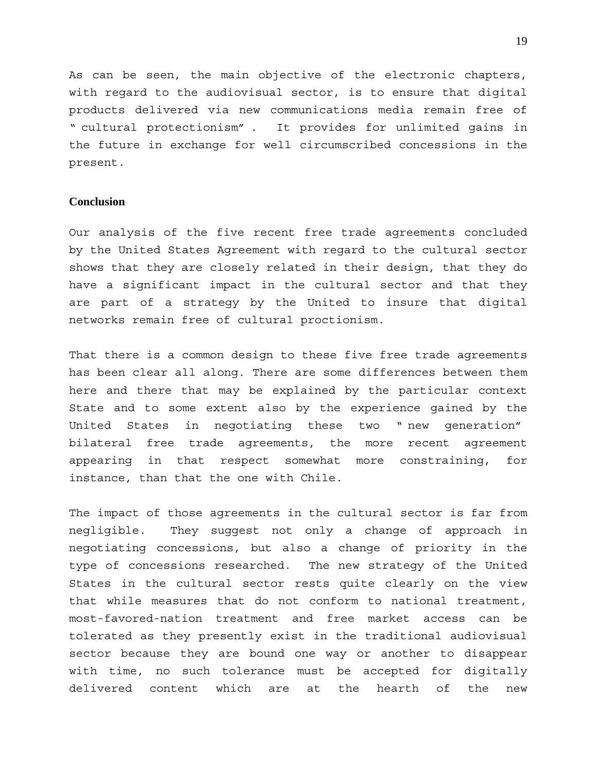As can be seen, the main objective of the electronic chapters, with regard to the audiovisual sector, is to ensure that digital products delivered via new communications media remain free of " cultural protectionism" . It provides for unlimited gains in the future in exchange for well circumscribed concessions in the present.

## Conclusion

Our analysis of the five recent free trade agreements concluded by the United States Agreement with regard to the cultural sector shows that they are closely related in their design, that they do have a significant impact in the cultural sector and that they are part of a strategy by the United to insure that digital networks remain free of cultural proctionism.

That there is a common design to these five free trade agreements has been clear all along. There are some differences between them here and there that may be explained by the particular context State and to some extent also by the experience gained by the United States in negotiating these two " new generation" bilateral free trade agreements, the more recent agreement appearing in that respect somewhat more constraining, for instance, than that the one with Chile.

The impact of those agreements in the cultural sector is far from negligible. They suggest not only a change of approach in negotiating concessions, but also a change of priority in the type of concessions researched. The new strategy of the United States in the cultural sector rests quite clearly on the view that while measures that do not conform to national treatment, most-favored-nation treatment and free market access can be tolerated as they presently exist in the traditional audiovisual sector because they are bound one way or another to disappear with time, no such tolerance must be accepted for digitally delivered content which are at the hearth of the new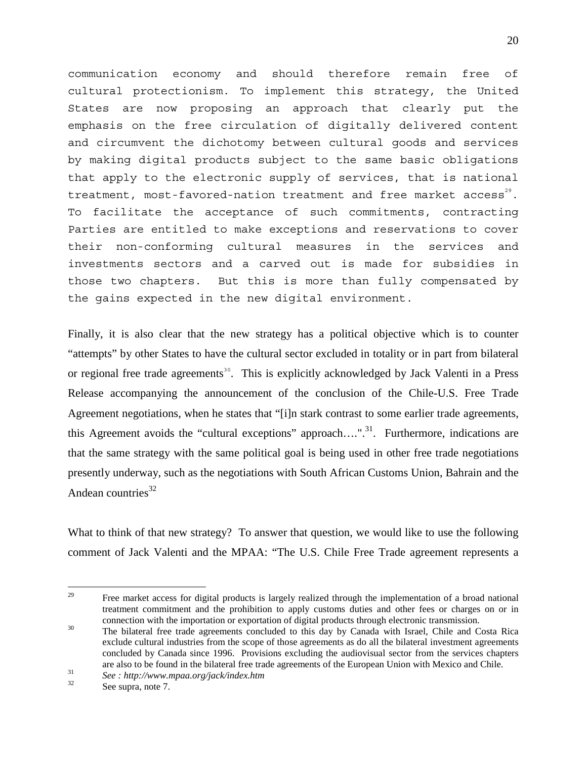communication economy and should therefore remain free of cultural protectionism. To implement this strategy, the United States are now proposing an approach that clearly put the emphasis on the free circulation of digitally delivered content and circumvent the dichotomy between cultural goods and services by making digital products subject to the same basic obligations that apply to the electronic supply of services, that is national treatment, most-favored-nation treatment and free market access[29]. To facilitate the acceptance of such commitments, contracting Parties are entitled to make exceptions and reservations to cover their non-conforming cultural measures in the services and investments sectors and a carved out is made for subsidies in those two chapters. But this is more than fully compensated by the gains expected in the new digital environment.

Finally, it is also clear that the new strategy has a political objective which is to counter "attempts" by other States to have the cultural sector excluded in totality or in part from bilateral or regional free trade agreements[30]. This is explicitly acknowledged by Jack Valenti in a Press Release accompanying the announcement of the conclusion of the Chile-U.S. Free Trade Agreement negotiations, when he states that "[i]n stark contrast to some earlier trade agreements, this Agreement avoids the "cultural exceptions" approach….".[31]. Furthermore, indications are that the same strategy with the same political goal is being used in other free trade negotiations presently underway, such as the negotiations with South African Customs Union, Bahrain and the Andean countries[32]

What to think of that new strategy? To answer that question, we would like to use the following comment of Jack Valenti and the MPAA: "The U.S. Chile Free Trade agreement represents a

---

[29] Free market access for digital products is largely realized through the implementation of a broad national treatment commitment and the prohibition to apply customs duties and other fees or charges on or in connection with the importation or exportation of digital products through electronic transmission.

[30] The bilateral free trade agreements concluded to this day by Canada with Israel, Chile and Costa Rica exclude cultural industries from the scope of those agreements as do all the bilateral investment agreements concluded by Canada since 1996. Provisions excluding the audiovisual sector from the services chapters are also to be found in the bilateral free trade agreements of the European Union with Mexico and Chile.

[31] *See : http://www.mpaa.org/jack/index.htm*

[32] See supra, note 7.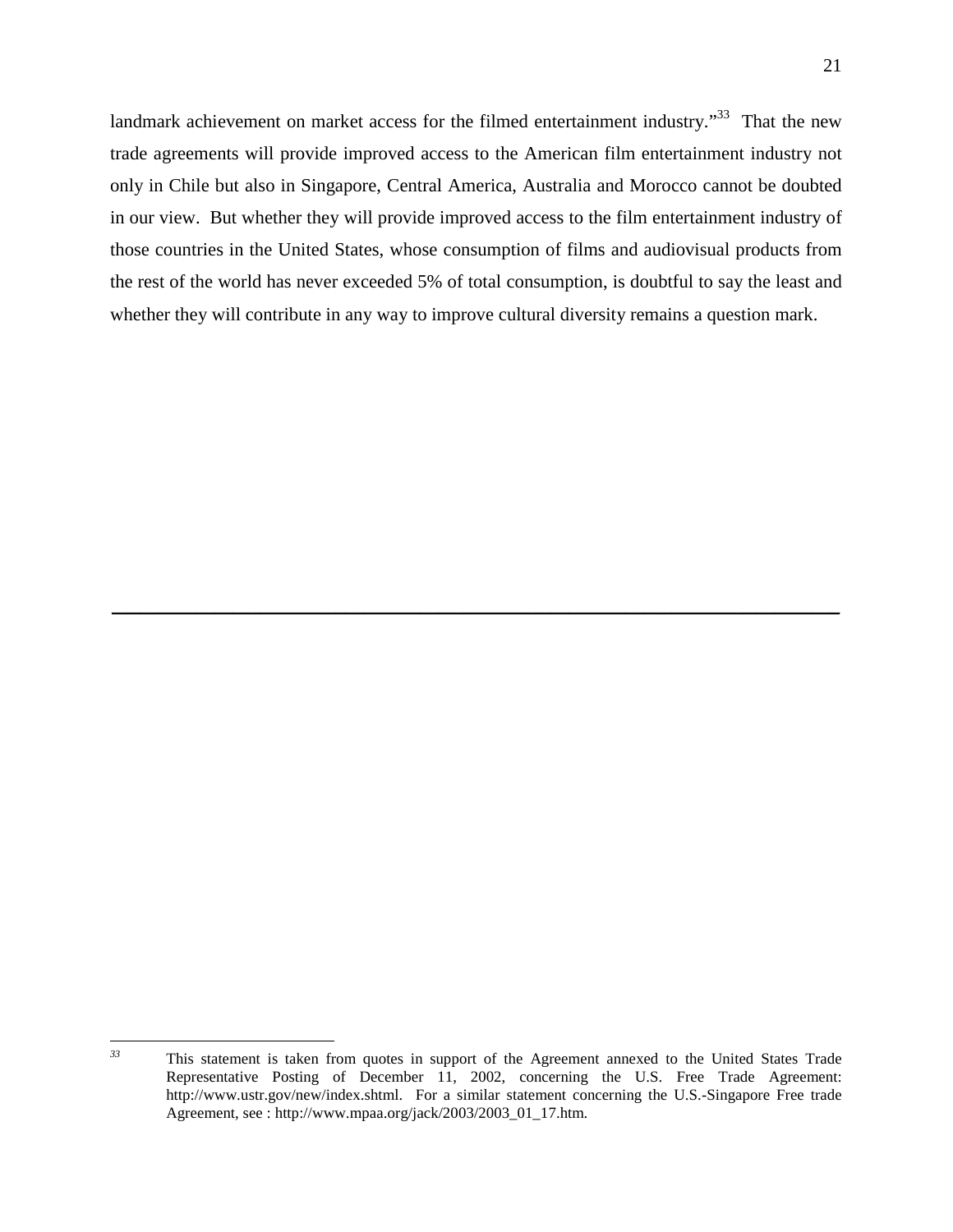landmark achievement on market access for the filmed entertainment industry."[33] That the new trade agreements will provide improved access to the American film entertainment industry not only in Chile but also in Singapore, Central America, Australia and Morocco cannot be doubted in our view. But whether they will provide improved access to the film entertainment industry of those countries in the United States, whose consumption of films and audiovisual products from the rest of the world has never exceeded 5% of total consumption, is doubtful to say the least and whether they will contribute in any way to improve cultural diversity remains a question mark.

---

[33] This statement is taken from quotes in support of the Agreement annexed to the United States Trade Representative Posting of December 11, 2002, concerning the U.S. Free Trade Agreement: http://www.ustr.gov/new/index.shtml. For a similar statement concerning the U.S.-Singapore Free trade Agreement, see : http://www.mpaa.org/jack/2003/2003_01_17.htm.